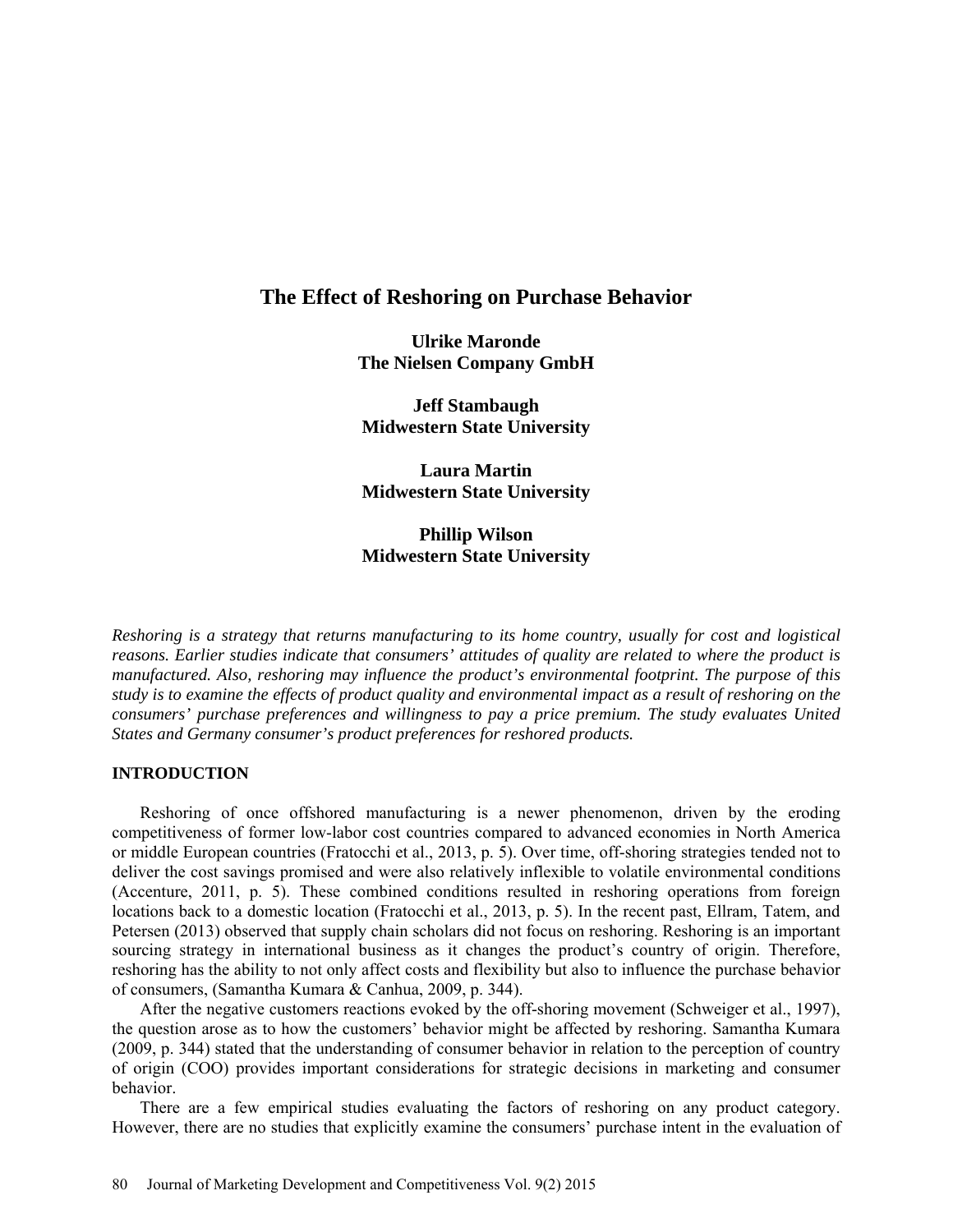# The Effect of Reshoring on Purchase Behavior

**Ulrike Maronde**
**The Nielsen Company GmbH**

**Jeff Stambaugh**
**Midwestern State University**

**Laura Martin**
**Midwestern State University**

**Phillip Wilson**
**Midwestern State University**

*Reshoring is a strategy that returns manufacturing to its home country, usually for cost and logistical reasons. Earlier studies indicate that consumers' attitudes of quality are related to where the product is manufactured. Also, reshoring may influence the product's environmental footprint. The purpose of this study is to examine the effects of product quality and environmental impact as a result of reshoring on the consumers' purchase preferences and willingness to pay a price premium. The study evaluates United States and Germany consumer's product preferences for reshored products.*

## INTRODUCTION

Reshoring of once offshored manufacturing is a newer phenomenon, driven by the eroding competitiveness of former low-labor cost countries compared to advanced economies in North America or middle European countries (Fratocchi et al., 2013, p. 5). Over time, off-shoring strategies tended not to deliver the cost savings promised and were also relatively inflexible to volatile environmental conditions (Accenture, 2011, p. 5). These combined conditions resulted in reshoring operations from foreign locations back to a domestic location (Fratocchi et al., 2013, p. 5). In the recent past, Ellram, Tatem, and Petersen (2013) observed that supply chain scholars did not focus on reshoring. Reshoring is an important sourcing strategy in international business as it changes the product's country of origin. Therefore, reshoring has the ability to not only affect costs and flexibility but also to influence the purchase behavior of consumers, (Samantha Kumara & Canhua, 2009, p. 344).

After the negative customers reactions evoked by the off-shoring movement (Schweiger et al., 1997), the question arose as to how the customers' behavior might be affected by reshoring. Samantha Kumara (2009, p. 344) stated that the understanding of consumer behavior in relation to the perception of country of origin (COO) provides important considerations for strategic decisions in marketing and consumer behavior.

There are a few empirical studies evaluating the factors of reshoring on any product category. However, there are no studies that explicitly examine the consumers' purchase intent in the evaluation of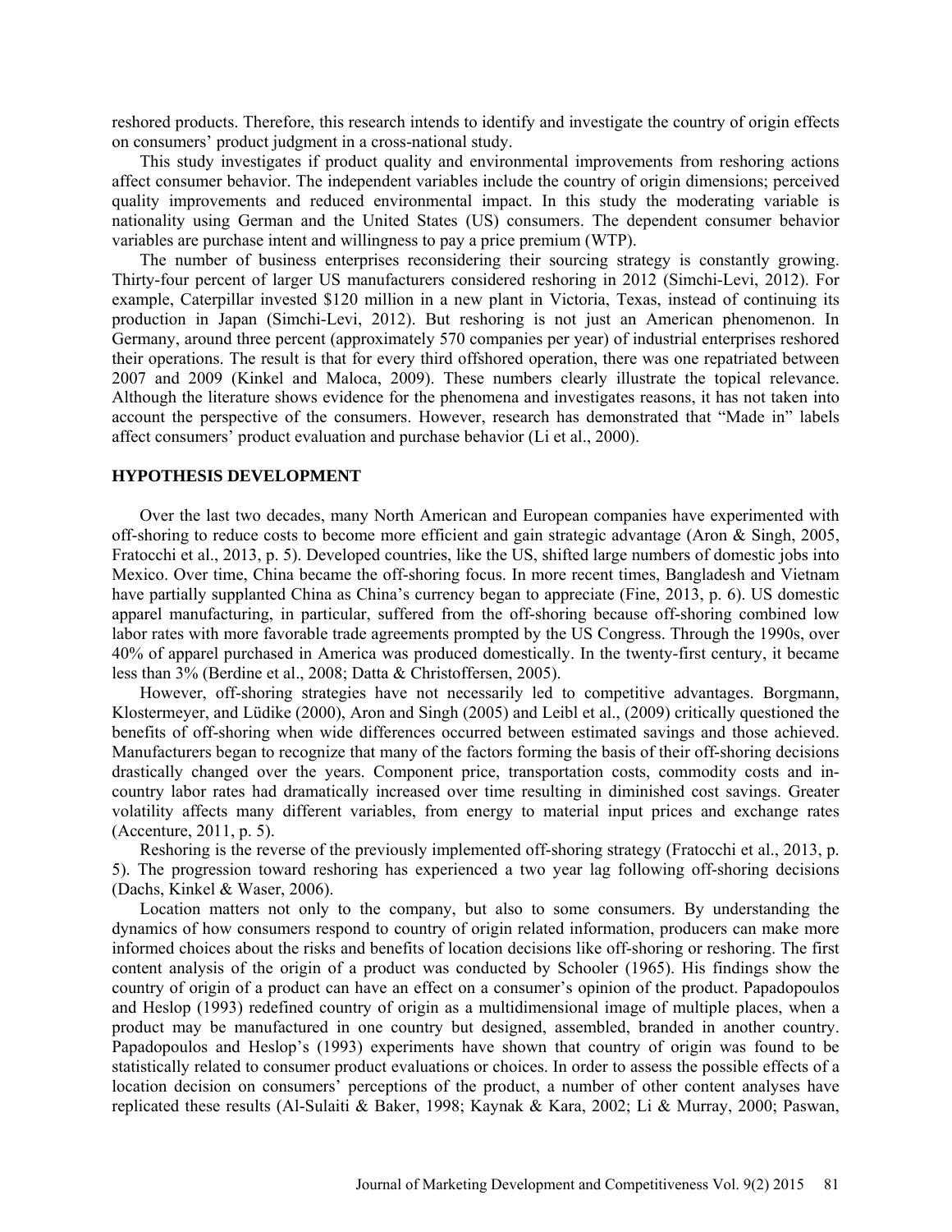reshored products. Therefore, this research intends to identify and investigate the country of origin effects on consumers' product judgment in a cross-national study.

This study investigates if product quality and environmental improvements from reshoring actions affect consumer behavior. The independent variables include the country of origin dimensions; perceived quality improvements and reduced environmental impact. In this study the moderating variable is nationality using German and the United States (US) consumers. The dependent consumer behavior variables are purchase intent and willingness to pay a price premium (WTP).

The number of business enterprises reconsidering their sourcing strategy is constantly growing. Thirty-four percent of larger US manufacturers considered reshoring in 2012 (Simchi-Levi, 2012). For example, Caterpillar invested $120 million in a new plant in Victoria, Texas, instead of continuing its production in Japan (Simchi-Levi, 2012). But reshoring is not just an American phenomenon. In Germany, around three percent (approximately 570 companies per year) of industrial enterprises reshored their operations. The result is that for every third offshored operation, there was one repatriated between 2007 and 2009 (Kinkel and Maloca, 2009). These numbers clearly illustrate the topical relevance. Although the literature shows evidence for the phenomena and investigates reasons, it has not taken into account the perspective of the consumers. However, research has demonstrated that "Made in" labels affect consumers' product evaluation and purchase behavior (Li et al., 2000).

## HYPOTHESIS DEVELOPMENT

Over the last two decades, many North American and European companies have experimented with off-shoring to reduce costs to become more efficient and gain strategic advantage (Aron & Singh, 2005, Fratocchi et al., 2013, p. 5). Developed countries, like the US, shifted large numbers of domestic jobs into Mexico. Over time, China became the off-shoring focus. In more recent times, Bangladesh and Vietnam have partially supplanted China as China's currency began to appreciate (Fine, 2013, p. 6). US domestic apparel manufacturing, in particular, suffered from the off-shoring because off-shoring combined low labor rates with more favorable trade agreements prompted by the US Congress. Through the 1990s, over 40% of apparel purchased in America was produced domestically. In the twenty-first century, it became less than 3% (Berdine et al., 2008; Datta & Christoffersen, 2005).

However, off-shoring strategies have not necessarily led to competitive advantages. Borgmann, Klostermeyer, and Lüdike (2000), Aron and Singh (2005) and Leibl et al., (2009) critically questioned the benefits of off-shoring when wide differences occurred between estimated savings and those achieved. Manufacturers began to recognize that many of the factors forming the basis of their off-shoring decisions drastically changed over the years. Component price, transportation costs, commodity costs and in-country labor rates had dramatically increased over time resulting in diminished cost savings. Greater volatility affects many different variables, from energy to material input prices and exchange rates (Accenture, 2011, p. 5).

Reshoring is the reverse of the previously implemented off-shoring strategy (Fratocchi et al., 2013, p. 5). The progression toward reshoring has experienced a two year lag following off-shoring decisions (Dachs, Kinkel & Waser, 2006).

Location matters not only to the company, but also to some consumers. By understanding the dynamics of how consumers respond to country of origin related information, producers can make more informed choices about the risks and benefits of location decisions like off-shoring or reshoring. The first content analysis of the origin of a product was conducted by Schooler (1965). His findings show the country of origin of a product can have an effect on a consumer's opinion of the product. Papadopoulos and Heslop (1993) redefined country of origin as a multidimensional image of multiple places, when a product may be manufactured in one country but designed, assembled, branded in another country. Papadopoulos and Heslop's (1993) experiments have shown that country of origin was found to be statistically related to consumer product evaluations or choices. In order to assess the possible effects of a location decision on consumers' perceptions of the product, a number of other content analyses have replicated these results (Al-Sulaiti & Baker, 1998; Kaynak & Kara, 2002; Li & Murray, 2000; Paswan,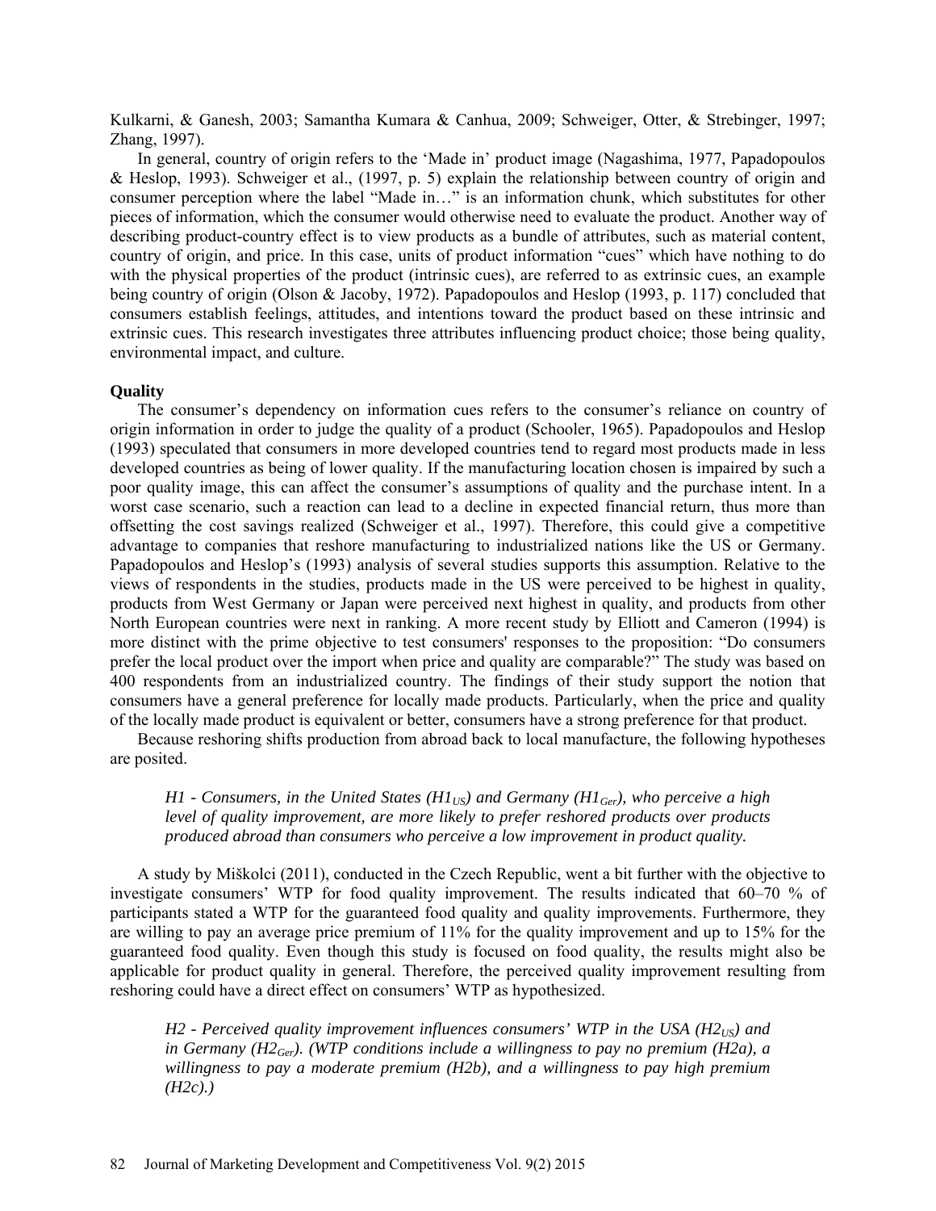Kulkarni, & Ganesh, 2003; Samantha Kumara & Canhua, 2009; Schweiger, Otter, & Strebinger, 1997; Zhang, 1997).

In general, country of origin refers to the 'Made in' product image (Nagashima, 1977, Papadopoulos & Heslop, 1993). Schweiger et al., (1997, p. 5) explain the relationship between country of origin and consumer perception where the label "Made in…" is an information chunk, which substitutes for other pieces of information, which the consumer would otherwise need to evaluate the product. Another way of describing product-country effect is to view products as a bundle of attributes, such as material content, country of origin, and price. In this case, units of product information "cues" which have nothing to do with the physical properties of the product (intrinsic cues), are referred to as extrinsic cues, an example being country of origin (Olson & Jacoby, 1972). Papadopoulos and Heslop (1993, p. 117) concluded that consumers establish feelings, attitudes, and intentions toward the product based on these intrinsic and extrinsic cues. This research investigates three attributes influencing product choice; those being quality, environmental impact, and culture.

### Quality

The consumer's dependency on information cues refers to the consumer's reliance on country of origin information in order to judge the quality of a product (Schooler, 1965). Papadopoulos and Heslop (1993) speculated that consumers in more developed countries tend to regard most products made in less developed countries as being of lower quality. If the manufacturing location chosen is impaired by such a poor quality image, this can affect the consumer's assumptions of quality and the purchase intent. In a worst case scenario, such a reaction can lead to a decline in expected financial return, thus more than offsetting the cost savings realized (Schweiger et al., 1997). Therefore, this could give a competitive advantage to companies that reshore manufacturing to industrialized nations like the US or Germany. Papadopoulos and Heslop's (1993) analysis of several studies supports this assumption. Relative to the views of respondents in the studies, products made in the US were perceived to be highest in quality, products from West Germany or Japan were perceived next highest in quality, and products from other North European countries were next in ranking. A more recent study by Elliott and Cameron (1994) is more distinct with the prime objective to test consumers' responses to the proposition: "Do consumers prefer the local product over the import when price and quality are comparable?" The study was based on 400 respondents from an industrialized country. The findings of their study support the notion that consumers have a general preference for locally made products. Particularly, when the price and quality of the locally made product is equivalent or better, consumers have a strong preference for that product.

Because reshoring shifts production from abroad back to local manufacture, the following hypotheses are posited.

> *H1 - Consumers, in the United States ($H1_{US}$) and Germany ($H1_{Ger}$), who perceive a high level of quality improvement, are more likely to prefer reshored products over products produced abroad than consumers who perceive a low improvement in product quality.*

A study by Miškolci (2011), conducted in the Czech Republic, went a bit further with the objective to investigate consumers' WTP for food quality improvement. The results indicated that 60–70 % of participants stated a WTP for the guaranteed food quality and quality improvements. Furthermore, they are willing to pay an average price premium of 11% for the quality improvement and up to 15% for the guaranteed food quality. Even though this study is focused on food quality, the results might also be applicable for product quality in general. Therefore, the perceived quality improvement resulting from reshoring could have a direct effect on consumers' WTP as hypothesized.

> *H2 - Perceived quality improvement influences consumers' WTP in the USA ($H2_{US}$) and in Germany ($H2_{Ger}$). (WTP conditions include a willingness to pay no premium (H2a), a willingness to pay a moderate premium (H2b), and a willingness to pay high premium (H2c).)*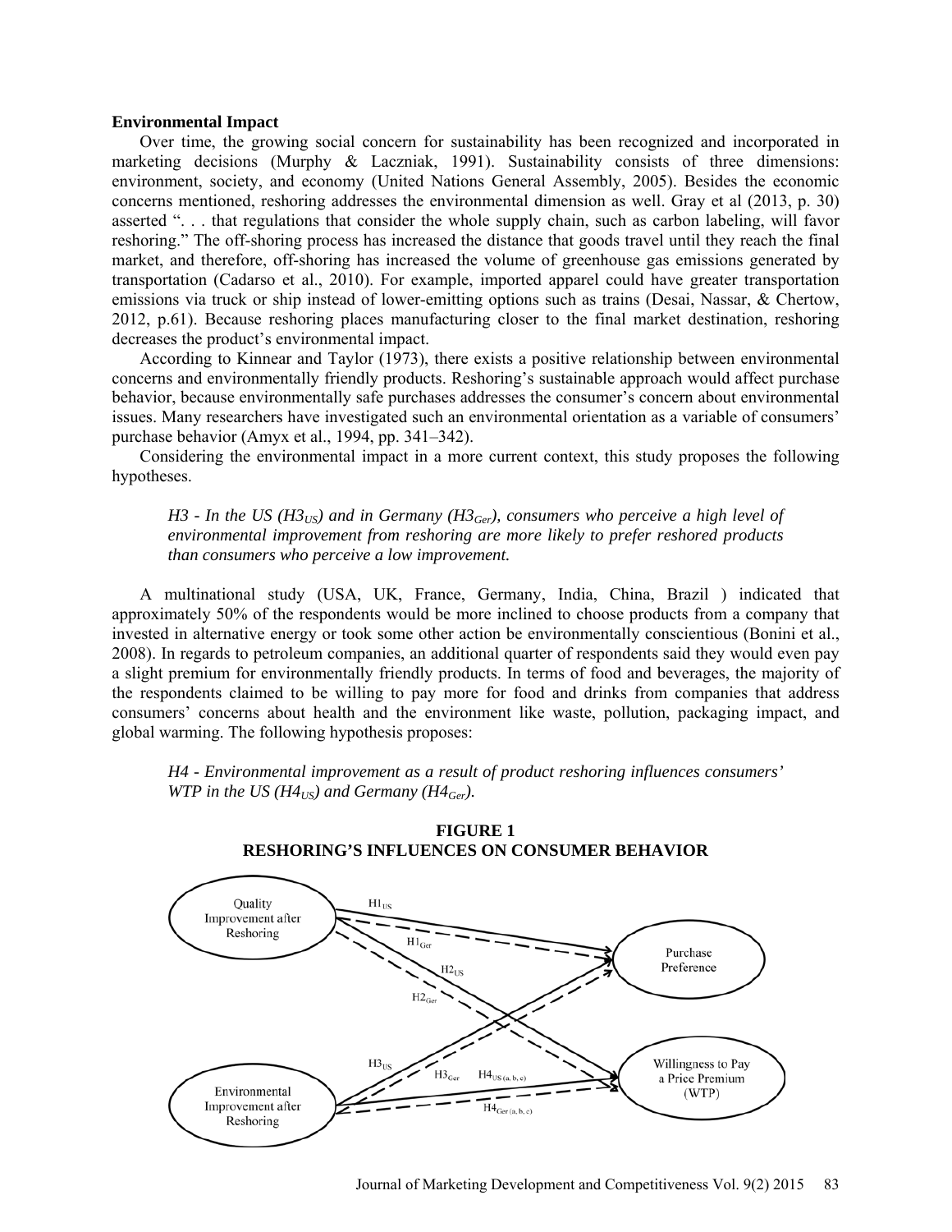**Environmental Impact**

Over time, the growing social concern for sustainability has been recognized and incorporated in marketing decisions (Murphy & Laczniak, 1991). Sustainability consists of three dimensions: environment, society, and economy (United Nations General Assembly, 2005). Besides the economic concerns mentioned, reshoring addresses the environmental dimension as well. Gray et al (2013, p. 30) asserted ". . . that regulations that consider the whole supply chain, such as carbon labeling, will favor reshoring." The off-shoring process has increased the distance that goods travel until they reach the final market, and therefore, off-shoring has increased the volume of greenhouse gas emissions generated by transportation (Cadarso et al., 2010). For example, imported apparel could have greater transportation emissions via truck or ship instead of lower-emitting options such as trains (Desai, Nassar, & Chertow, 2012, p.61). Because reshoring places manufacturing closer to the final market destination, reshoring decreases the product's environmental impact.

According to Kinnear and Taylor (1973), there exists a positive relationship between environmental concerns and environmentally friendly products. Reshoring's sustainable approach would affect purchase behavior, because environmentally safe purchases addresses the consumer's concern about environmental issues. Many researchers have investigated such an environmental orientation as a variable of consumers' purchase behavior (Amyx et al., 1994, pp. 341–342).

Considering the environmental impact in a more current context, this study proposes the following hypotheses.

> *H3 - In the US ($H3_{US}$) and in Germany ($H3_{Ger}$), consumers who perceive a high level of environmental improvement from reshoring are more likely to prefer reshored products than consumers who perceive a low improvement.*

A multinational study (USA, UK, France, Germany, India, China, Brazil ) indicated that approximately 50% of the respondents would be more inclined to choose products from a company that invested in alternative energy or took some other action be environmentally conscientious (Bonini et al., 2008). In regards to petroleum companies, an additional quarter of respondents said they would even pay a slight premium for environmentally friendly products. In terms of food and beverages, the majority of the respondents claimed to be willing to pay more for food and drinks from companies that address consumers' concerns about health and the environment like waste, pollution, packaging impact, and global warming. The following hypothesis proposes:

> *H4 - Environmental improvement as a result of product reshoring influences consumers' WTP in the US ($H4_{US}$) and Germany ($H4_{Ger}$).*

**FIGURE 1**
**RESHORING'S INFLUENCES ON CONSUMER BEHAVIOR**

Quality Improvement after Reshoring → Purchase Preference ($H1_{US}$, $H1_{Ger}$)
Quality Improvement after Reshoring → Willingness to Pay a Price Premium (WTP) ($H2_{US}$, $H2_{Ger}$)
Environmental Improvement after Reshoring → Purchase Preference ($H3_{US}$, $H3_{Ger}$)
Environmental Improvement after Reshoring → Willingness to Pay a Price Premium (WTP) ($H4_{US\,(a,\,b,\,c)}$, $H4_{Ger\,(a,\,b,\,c)}$)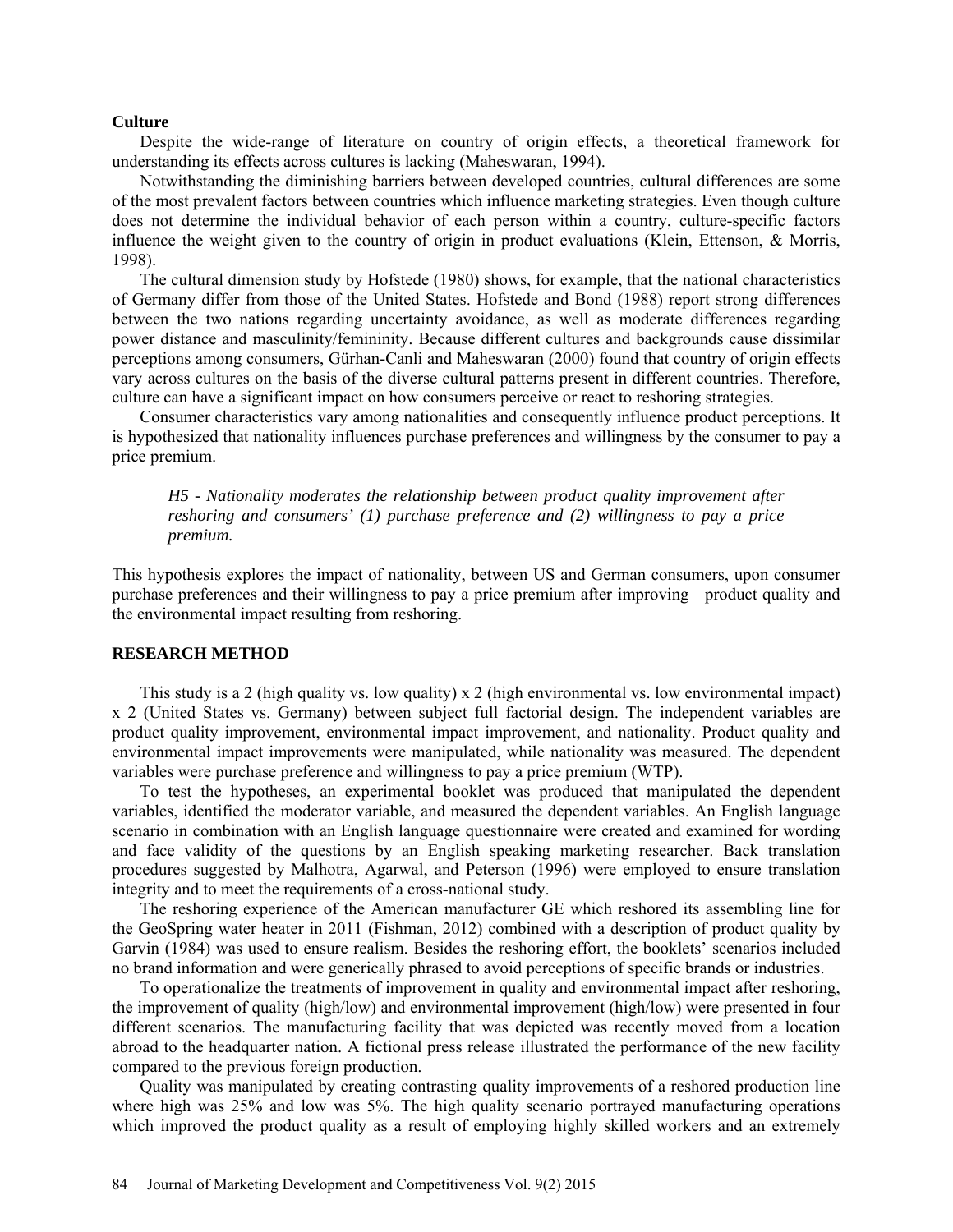### Culture

Despite the wide-range of literature on country of origin effects, a theoretical framework for understanding its effects across cultures is lacking (Maheswaran, 1994).

Notwithstanding the diminishing barriers between developed countries, cultural differences are some of the most prevalent factors between countries which influence marketing strategies. Even though culture does not determine the individual behavior of each person within a country, culture-specific factors influence the weight given to the country of origin in product evaluations (Klein, Ettenson, & Morris, 1998).

The cultural dimension study by Hofstede (1980) shows, for example, that the national characteristics of Germany differ from those of the United States. Hofstede and Bond (1988) report strong differences between the two nations regarding uncertainty avoidance, as well as moderate differences regarding power distance and masculinity/femininity. Because different cultures and backgrounds cause dissimilar perceptions among consumers, Gürhan-Canli and Maheswaran (2000) found that country of origin effects vary across cultures on the basis of the diverse cultural patterns present in different countries. Therefore, culture can have a significant impact on how consumers perceive or react to reshoring strategies.

Consumer characteristics vary among nationalities and consequently influence product perceptions. It is hypothesized that nationality influences purchase preferences and willingness by the consumer to pay a price premium.

> *H5 - Nationality moderates the relationship between product quality improvement after reshoring and consumers' (1) purchase preference and (2) willingness to pay a price premium.*

This hypothesis explores the impact of nationality, between US and German consumers, upon consumer purchase preferences and their willingness to pay a price premium after improving product quality and the environmental impact resulting from reshoring.

## RESEARCH METHOD

This study is a 2 (high quality vs. low quality) x 2 (high environmental vs. low environmental impact) x 2 (United States vs. Germany) between subject full factorial design. The independent variables are product quality improvement, environmental impact improvement, and nationality. Product quality and environmental impact improvements were manipulated, while nationality was measured. The dependent variables were purchase preference and willingness to pay a price premium (WTP).

To test the hypotheses, an experimental booklet was produced that manipulated the dependent variables, identified the moderator variable, and measured the dependent variables. An English language scenario in combination with an English language questionnaire were created and examined for wording and face validity of the questions by an English speaking marketing researcher. Back translation procedures suggested by Malhotra, Agarwal, and Peterson (1996) were employed to ensure translation integrity and to meet the requirements of a cross-national study.

The reshoring experience of the American manufacturer GE which reshored its assembling line for the GeoSpring water heater in 2011 (Fishman, 2012) combined with a description of product quality by Garvin (1984) was used to ensure realism. Besides the reshoring effort, the booklets' scenarios included no brand information and were generically phrased to avoid perceptions of specific brands or industries.

To operationalize the treatments of improvement in quality and environmental impact after reshoring, the improvement of quality (high/low) and environmental improvement (high/low) were presented in four different scenarios. The manufacturing facility that was depicted was recently moved from a location abroad to the headquarter nation. A fictional press release illustrated the performance of the new facility compared to the previous foreign production.

Quality was manipulated by creating contrasting quality improvements of a reshored production line where high was 25% and low was 5%. The high quality scenario portrayed manufacturing operations which improved the product quality as a result of employing highly skilled workers and an extremely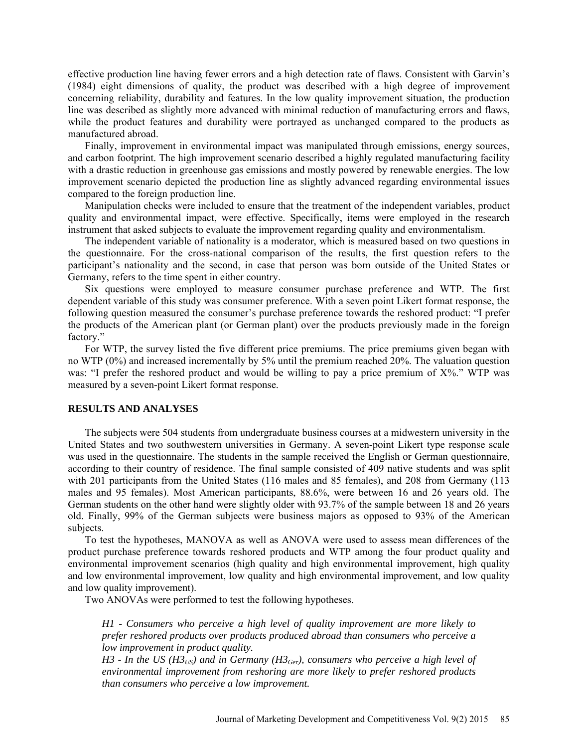effective production line having fewer errors and a high detection rate of flaws. Consistent with Garvin's (1984) eight dimensions of quality, the product was described with a high degree of improvement concerning reliability, durability and features. In the low quality improvement situation, the production line was described as slightly more advanced with minimal reduction of manufacturing errors and flaws, while the product features and durability were portrayed as unchanged compared to the products as manufactured abroad.

Finally, improvement in environmental impact was manipulated through emissions, energy sources, and carbon footprint. The high improvement scenario described a highly regulated manufacturing facility with a drastic reduction in greenhouse gas emissions and mostly powered by renewable energies. The low improvement scenario depicted the production line as slightly advanced regarding environmental issues compared to the foreign production line.

Manipulation checks were included to ensure that the treatment of the independent variables, product quality and environmental impact, were effective. Specifically, items were employed in the research instrument that asked subjects to evaluate the improvement regarding quality and environmentalism.

The independent variable of nationality is a moderator, which is measured based on two questions in the questionnaire. For the cross-national comparison of the results, the first question refers to the participant's nationality and the second, in case that person was born outside of the United States or Germany, refers to the time spent in either country.

Six questions were employed to measure consumer purchase preference and WTP. The first dependent variable of this study was consumer preference. With a seven point Likert format response, the following question measured the consumer's purchase preference towards the reshored product: "I prefer the products of the American plant (or German plant) over the products previously made in the foreign factory."

For WTP, the survey listed the five different price premiums. The price premiums given began with no WTP (0%) and increased incrementally by 5% until the premium reached 20%. The valuation question was: "I prefer the reshored product and would be willing to pay a price premium of X%." WTP was measured by a seven-point Likert format response.

## RESULTS AND ANALYSES

The subjects were 504 students from undergraduate business courses at a midwestern university in the United States and two southwestern universities in Germany. A seven-point Likert type response scale was used in the questionnaire. The students in the sample received the English or German questionnaire, according to their country of residence. The final sample consisted of 409 native students and was split with 201 participants from the United States (116 males and 85 females), and 208 from Germany (113 males and 95 females). Most American participants, 88.6%, were between 16 and 26 years old. The German students on the other hand were slightly older with 93.7% of the sample between 18 and 26 years old. Finally, 99% of the German subjects were business majors as opposed to 93% of the American subjects.

To test the hypotheses, MANOVA as well as ANOVA were used to assess mean differences of the product purchase preference towards reshored products and WTP among the four product quality and environmental improvement scenarios (high quality and high environmental improvement, high quality and low environmental improvement, low quality and high environmental improvement, and low quality and low quality improvement).

Two ANOVAs were performed to test the following hypotheses.

> *H1 - Consumers who perceive a high level of quality improvement are more likely to prefer reshored products over products produced abroad than consumers who perceive a low improvement in product quality.*
>
> *H3 - In the US ($H3_{US}$) and in Germany ($H3_{Ger}$), consumers who perceive a high level of environmental improvement from reshoring are more likely to prefer reshored products than consumers who perceive a low improvement.*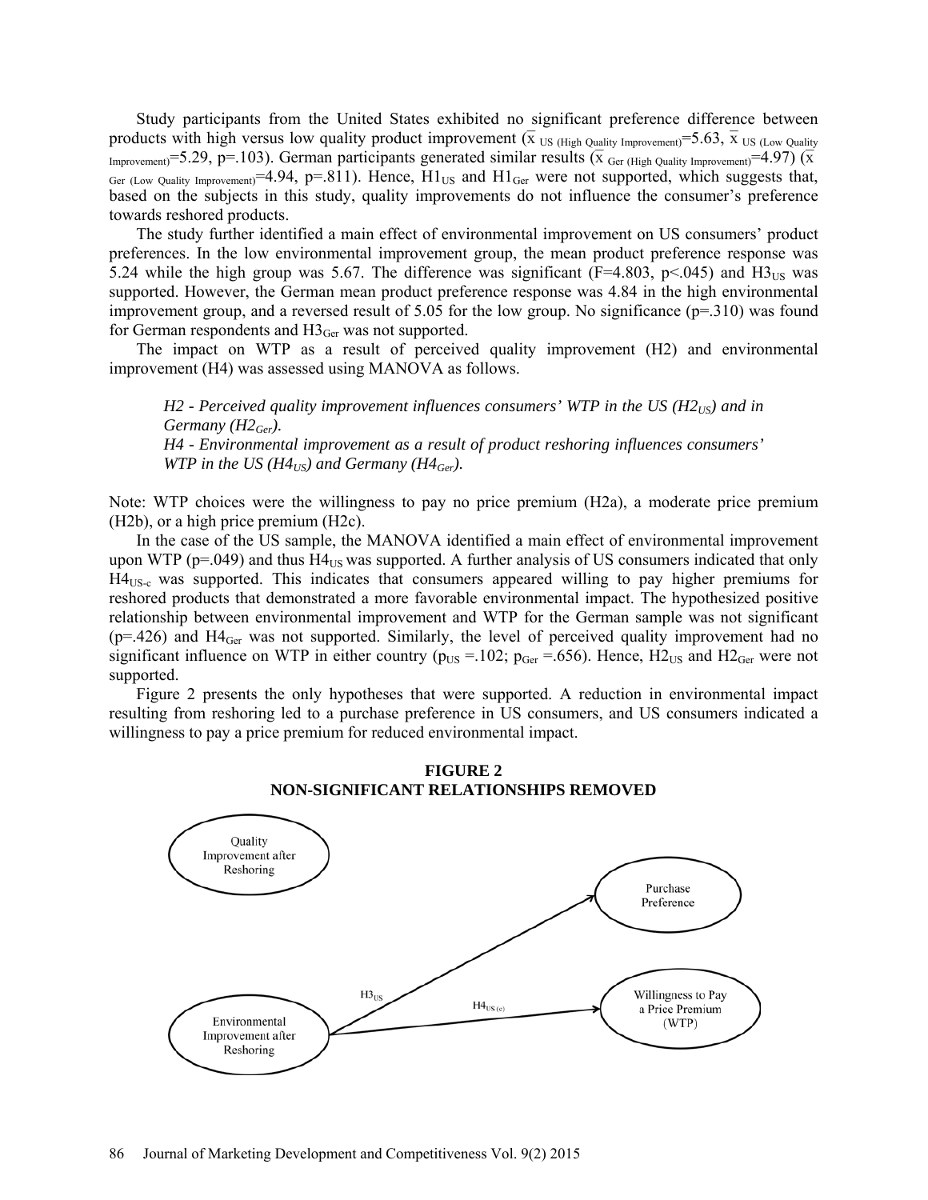Study participants from the United States exhibited no significant preference difference between products with high versus low quality product improvement ($\bar{x}_{\text{US (High Quality Improvement)}}$=5.63, $\bar{x}_{\text{US (Low Quality Improvement)}}$=5.29, p=.103). German participants generated similar results ($\bar{x}_{\text{Ger (High Quality Improvement)}}$=4.97) ($\bar{x}_{\text{Ger (Low Quality Improvement)}}$=4.94, p=.811). Hence, $H1_{US}$ and $H1_{Ger}$ were not supported, which suggests that, based on the subjects in this study, quality improvements do not influence the consumer's preference towards reshored products.

The study further identified a main effect of environmental improvement on US consumers' product preferences. In the low environmental improvement group, the mean product preference response was 5.24 while the high group was 5.67. The difference was significant (F=4.803, p<.045) and $H3_{US}$ was supported. However, the German mean product preference response was 4.84 in the high environmental improvement group, and a reversed result of 5.05 for the low group. No significance (p=.310) was found for German respondents and $H3_{Ger}$ was not supported.

The impact on WTP as a result of perceived quality improvement (H2) and environmental improvement (H4) was assessed using MANOVA as follows.

> *H2 - Perceived quality improvement influences consumers' WTP in the US ($H2_{US}$) and in Germany ($H2_{Ger}$).*
> *H4 - Environmental improvement as a result of product reshoring influences consumers' WTP in the US ($H4_{US}$) and Germany ($H4_{Ger}$).*

Note: WTP choices were the willingness to pay no price premium (H2a), a moderate price premium (H2b), or a high price premium (H2c).

In the case of the US sample, the MANOVA identified a main effect of environmental improvement upon WTP (p=.049) and thus $H4_{US}$ was supported. A further analysis of US consumers indicated that only $H4_{US\text{-}c}$ was supported. This indicates that consumers appeared willing to pay higher premiums for reshored products that demonstrated a more favorable environmental impact. The hypothesized positive relationship between environmental improvement and WTP for the German sample was not significant (p=.426) and $H4_{Ger}$ was not supported. Similarly, the level of perceived quality improvement had no significant influence on WTP in either country ($p_{US}$ =.102; $p_{Ger}$ =.656). Hence, $H2_{US}$ and $H2_{Ger}$ were not supported.

Figure 2 presents the only hypotheses that were supported. A reduction in environmental impact resulting from reshoring led to a purchase preference in US consumers, and US consumers indicated a willingness to pay a price premium for reduced environmental impact.

**FIGURE 2**
**NON-SIGNIFICANT RELATIONSHIPS REMOVED**

Quality Improvement after Reshoring

Purchase Preference

$H3_{US}$

$H4_{US\,(c)}$

Willingness to Pay a Price Premium (WTP)

Environmental Improvement after Reshoring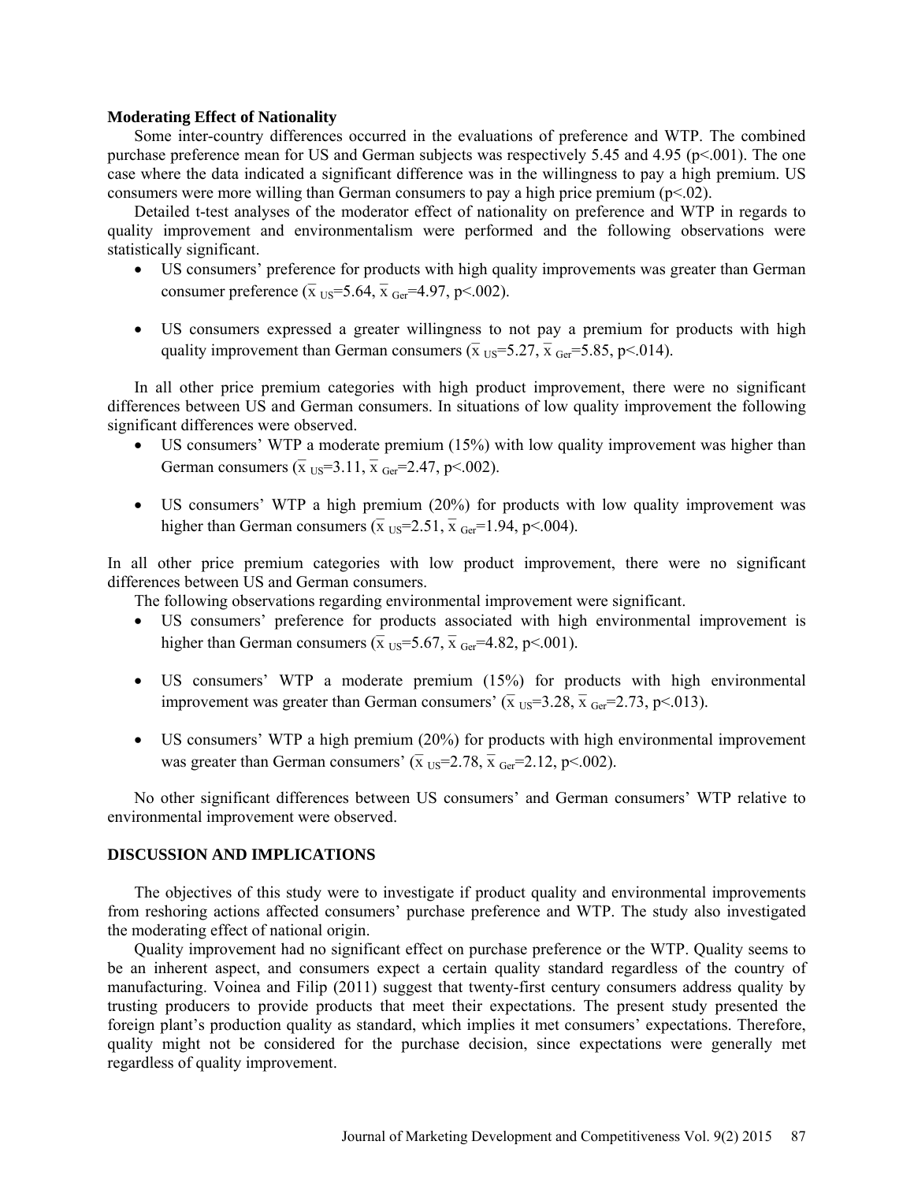**Moderating Effect of Nationality**

Some inter-country differences occurred in the evaluations of preference and WTP. The combined purchase preference mean for US and German subjects was respectively 5.45 and 4.95 ($p<.001$). The one case where the data indicated a significant difference was in the willingness to pay a high premium. US consumers were more willing than German consumers to pay a high price premium ($p<.02$).

Detailed t-test analyses of the moderator effect of nationality on preference and WTP in regards to quality improvement and environmentalism were performed and the following observations were statistically significant.

- US consumers' preference for products with high quality improvements was greater than German consumer preference ($\bar{x}_{US}=5.64$, $\bar{x}_{Ger}=4.97$, $p<.002$).
- US consumers expressed a greater willingness to not pay a premium for products with high quality improvement than German consumers ($\bar{x}_{US}=5.27$, $\bar{x}_{Ger}=5.85$, $p<.014$).

In all other price premium categories with high product improvement, there were no significant differences between US and German consumers. In situations of low quality improvement the following significant differences were observed.

- US consumers' WTP a moderate premium (15%) with low quality improvement was higher than German consumers ($\bar{x}_{US}=3.11$, $\bar{x}_{Ger}=2.47$, $p<.002$).
- US consumers' WTP a high premium (20%) for products with low quality improvement was higher than German consumers ($\bar{x}_{US}=2.51$, $\bar{x}_{Ger}=1.94$, $p<.004$).

In all other price premium categories with low product improvement, there were no significant differences between US and German consumers.

The following observations regarding environmental improvement were significant.

- US consumers' preference for products associated with high environmental improvement is higher than German consumers ($\bar{x}_{US}=5.67$, $\bar{x}_{Ger}=4.82$, $p<.001$).
- US consumers' WTP a moderate premium (15%) for products with high environmental improvement was greater than German consumers' ($\bar{x}_{US}=3.28$, $\bar{x}_{Ger}=2.73$, $p<.013$).
- US consumers' WTP a high premium (20%) for products with high environmental improvement was greater than German consumers' ($\bar{x}_{US}=2.78$, $\bar{x}_{Ger}=2.12$, $p<.002$).

No other significant differences between US consumers' and German consumers' WTP relative to environmental improvement were observed.

## DISCUSSION AND IMPLICATIONS

The objectives of this study were to investigate if product quality and environmental improvements from reshoring actions affected consumers' purchase preference and WTP. The study also investigated the moderating effect of national origin.

Quality improvement had no significant effect on purchase preference or the WTP. Quality seems to be an inherent aspect, and consumers expect a certain quality standard regardless of the country of manufacturing. Voinea and Filip (2011) suggest that twenty-first century consumers address quality by trusting producers to provide products that meet their expectations. The present study presented the foreign plant's production quality as standard, which implies it met consumers' expectations. Therefore, quality might not be considered for the purchase decision, since expectations were generally met regardless of quality improvement.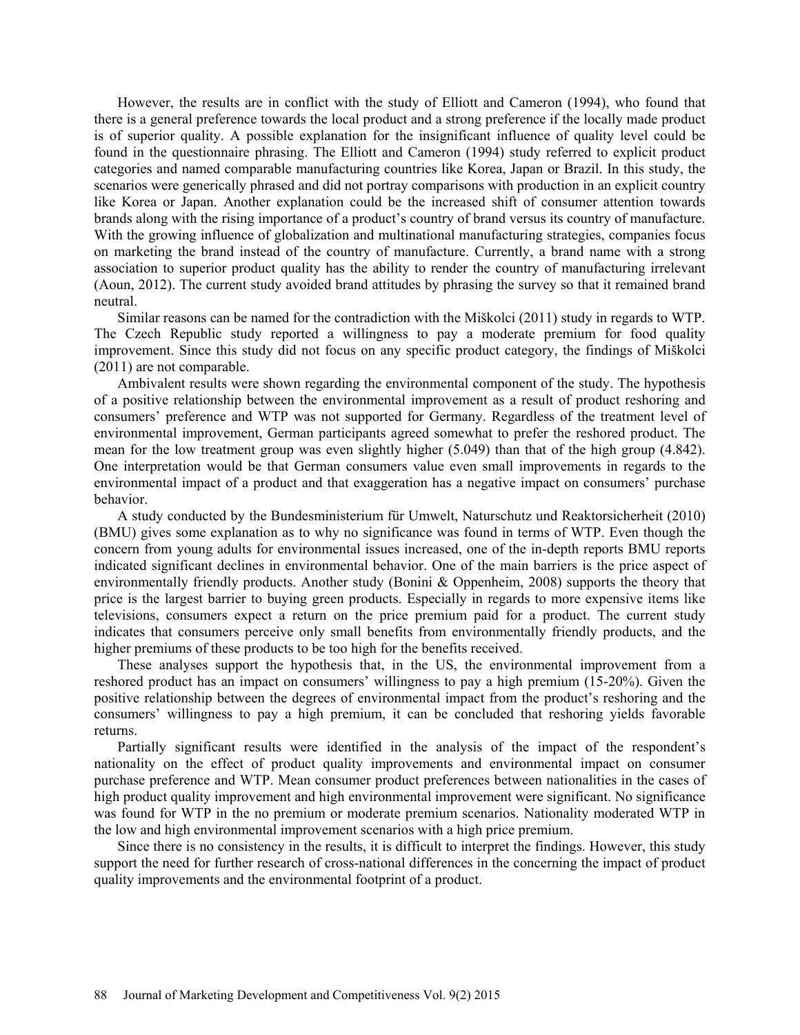However, the results are in conflict with the study of Elliott and Cameron (1994), who found that there is a general preference towards the local product and a strong preference if the locally made product is of superior quality. A possible explanation for the insignificant influence of quality level could be found in the questionnaire phrasing. The Elliott and Cameron (1994) study referred to explicit product categories and named comparable manufacturing countries like Korea, Japan or Brazil. In this study, the scenarios were generically phrased and did not portray comparisons with production in an explicit country like Korea or Japan. Another explanation could be the increased shift of consumer attention towards brands along with the rising importance of a product's country of brand versus its country of manufacture. With the growing influence of globalization and multinational manufacturing strategies, companies focus on marketing the brand instead of the country of manufacture. Currently, a brand name with a strong association to superior product quality has the ability to render the country of manufacturing irrelevant (Aoun, 2012). The current study avoided brand attitudes by phrasing the survey so that it remained brand neutral.

Similar reasons can be named for the contradiction with the Miškolci (2011) study in regards to WTP. The Czech Republic study reported a willingness to pay a moderate premium for food quality improvement. Since this study did not focus on any specific product category, the findings of Miškolci (2011) are not comparable.

Ambivalent results were shown regarding the environmental component of the study. The hypothesis of a positive relationship between the environmental improvement as a result of product reshoring and consumers' preference and WTP was not supported for Germany. Regardless of the treatment level of environmental improvement, German participants agreed somewhat to prefer the reshored product. The mean for the low treatment group was even slightly higher (5.049) than that of the high group (4.842). One interpretation would be that German consumers value even small improvements in regards to the environmental impact of a product and that exaggeration has a negative impact on consumers' purchase behavior.

A study conducted by the Bundesministerium für Umwelt, Naturschutz und Reaktorsicherheit (2010) (BMU) gives some explanation as to why no significance was found in terms of WTP. Even though the concern from young adults for environmental issues increased, one of the in-depth reports BMU reports indicated significant declines in environmental behavior. One of the main barriers is the price aspect of environmentally friendly products. Another study (Bonini & Oppenheim, 2008) supports the theory that price is the largest barrier to buying green products. Especially in regards to more expensive items like televisions, consumers expect a return on the price premium paid for a product. The current study indicates that consumers perceive only small benefits from environmentally friendly products, and the higher premiums of these products to be too high for the benefits received.

These analyses support the hypothesis that, in the US, the environmental improvement from a reshored product has an impact on consumers' willingness to pay a high premium (15-20%). Given the positive relationship between the degrees of environmental impact from the product's reshoring and the consumers' willingness to pay a high premium, it can be concluded that reshoring yields favorable returns.

Partially significant results were identified in the analysis of the impact of the respondent's nationality on the effect of product quality improvements and environmental impact on consumer purchase preference and WTP. Mean consumer product preferences between nationalities in the cases of high product quality improvement and high environmental improvement were significant. No significance was found for WTP in the no premium or moderate premium scenarios. Nationality moderated WTP in the low and high environmental improvement scenarios with a high price premium.

Since there is no consistency in the results, it is difficult to interpret the findings. However, this study support the need for further research of cross-national differences in the concerning the impact of product quality improvements and the environmental footprint of a product.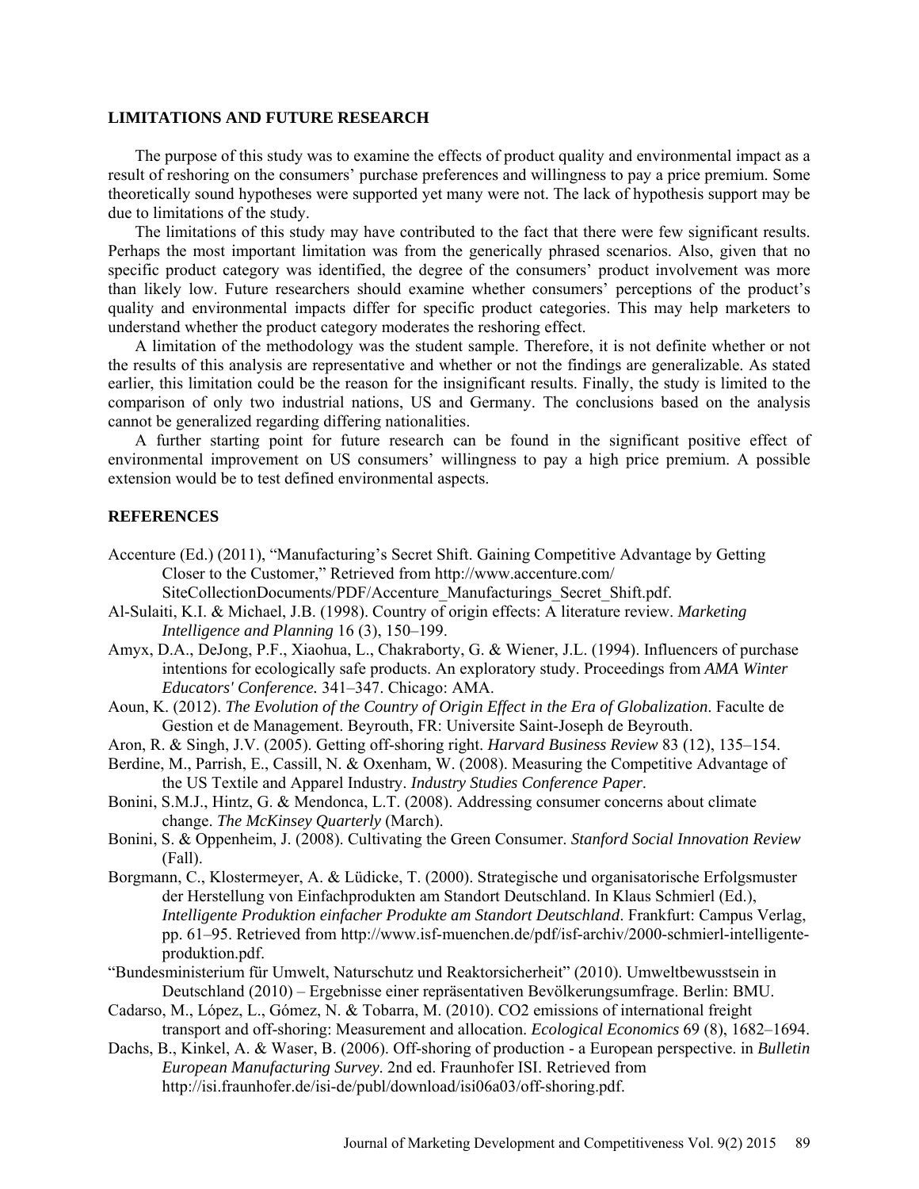## LIMITATIONS AND FUTURE RESEARCH

The purpose of this study was to examine the effects of product quality and environmental impact as a result of reshoring on the consumers' purchase preferences and willingness to pay a price premium. Some theoretically sound hypotheses were supported yet many were not. The lack of hypothesis support may be due to limitations of the study.

The limitations of this study may have contributed to the fact that there were few significant results. Perhaps the most important limitation was from the generically phrased scenarios. Also, given that no specific product category was identified, the degree of the consumers' product involvement was more than likely low. Future researchers should examine whether consumers' perceptions of the product's quality and environmental impacts differ for specific product categories. This may help marketers to understand whether the product category moderates the reshoring effect.

A limitation of the methodology was the student sample. Therefore, it is not definite whether or not the results of this analysis are representative and whether or not the findings are generalizable. As stated earlier, this limitation could be the reason for the insignificant results. Finally, the study is limited to the comparison of only two industrial nations, US and Germany. The conclusions based on the analysis cannot be generalized regarding differing nationalities.

A further starting point for future research can be found in the significant positive effect of environmental improvement on US consumers' willingness to pay a high price premium. A possible extension would be to test defined environmental aspects.

## REFERENCES

Accenture (Ed.) (2011), "Manufacturing's Secret Shift. Gaining Competitive Advantage by Getting Closer to the Customer," Retrieved from http://www.accenture.com/SiteCollectionDocuments/PDF/Accenture_Manufacturings_Secret_Shift.pdf.

Al-Sulaiti, K.I. & Michael, J.B. (1998). Country of origin effects: A literature review. *Marketing Intelligence and Planning* 16 (3), 150–199.

Amyx, D.A., DeJong, P.F., Xiaohua, L., Chakraborty, G. & Wiener, J.L. (1994). Influencers of purchase intentions for ecologically safe products. An exploratory study. Proceedings from *AMA Winter Educators' Conference.* 341–347. Chicago: AMA.

Aoun, K. (2012). *The Evolution of the Country of Origin Effect in the Era of Globalization*. Faculte de Gestion et de Management. Beyrouth, FR: Universite Saint-Joseph de Beyrouth.

Aron, R. & Singh, J.V. (2005). Getting off-shoring right. *Harvard Business Review* 83 (12), 135–154.

Berdine, M., Parrish, E., Cassill, N. & Oxenham, W. (2008). Measuring the Competitive Advantage of the US Textile and Apparel Industry. *Industry Studies Conference Paper*.

Bonini, S.M.J., Hintz, G. & Mendonca, L.T. (2008). Addressing consumer concerns about climate change. *The McKinsey Quarterly* (March).

Bonini, S. & Oppenheim, J. (2008). Cultivating the Green Consumer. *Stanford Social Innovation Review* (Fall).

Borgmann, C., Klostermeyer, A. & Lüdicke, T. (2000). Strategische und organisatorische Erfolgsmuster der Herstellung von Einfachprodukten am Standort Deutschland. In Klaus Schmierl (Ed.), *Intelligente Produktion einfacher Produkte am Standort Deutschland*. Frankfurt: Campus Verlag, pp. 61–95. Retrieved from http://www.isf-muenchen.de/pdf/isf-archiv/2000-schmierl-intelligente-produktion.pdf.

"Bundesministerium für Umwelt, Naturschutz und Reaktorsicherheit" (2010). Umweltbewusstsein in Deutschland (2010) – Ergebnisse einer repräsentativen Bevölkerungsumfrage. Berlin: BMU.

Cadarso, M., López, L., Gómez, N. & Tobarra, M. (2010). CO2 emissions of international freight transport and off-shoring: Measurement and allocation. *Ecological Economics* 69 (8), 1682–1694.

Dachs, B., Kinkel, A. & Waser, B. (2006). Off-shoring of production - a European perspective. in *Bulletin European Manufacturing Survey*. 2nd ed. Fraunhofer ISI. Retrieved from http://isi.fraunhofer.de/isi-de/publ/download/isi06a03/off-shoring.pdf.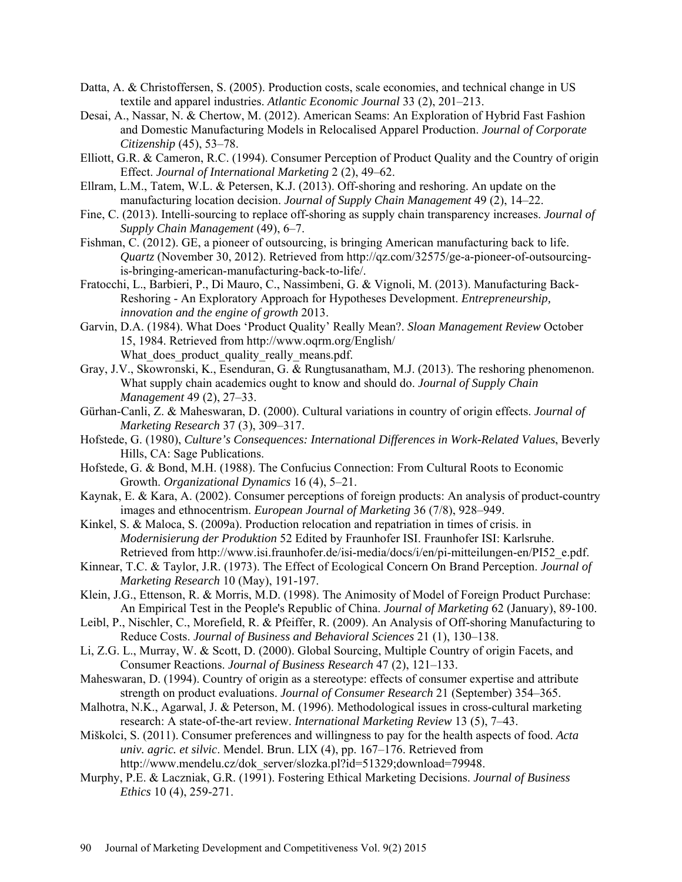Datta, A. & Christoffersen, S. (2005). Production costs, scale economies, and technical change in US textile and apparel industries. *Atlantic Economic Journal* 33 (2), 201–213.

Desai, A., Nassar, N. & Chertow, M. (2012). American Seams: An Exploration of Hybrid Fast Fashion and Domestic Manufacturing Models in Relocalised Apparel Production. *Journal of Corporate Citizenship* (45), 53–78.

Elliott, G.R. & Cameron, R.C. (1994). Consumer Perception of Product Quality and the Country of origin Effect. *Journal of International Marketing* 2 (2), 49–62.

Ellram, L.M., Tatem, W.L. & Petersen, K.J. (2013). Off-shoring and reshoring. An update on the manufacturing location decision. *Journal of Supply Chain Management* 49 (2), 14–22.

Fine, C. (2013). Intelli-sourcing to replace off-shoring as supply chain transparency increases. *Journal of Supply Chain Management* (49), 6–7.

Fishman, C. (2012). GE, a pioneer of outsourcing, is bringing American manufacturing back to life. *Quartz* (November 30, 2012). Retrieved from http://qz.com/32575/ge-a-pioneer-of-outsourcing-is-bringing-american-manufacturing-back-to-life/.

Fratocchi, L., Barbieri, P., Di Mauro, C., Nassimbeni, G. & Vignoli, M. (2013). Manufacturing Back-Reshoring - An Exploratory Approach for Hypotheses Development. *Entrepreneurship, innovation and the engine of growth* 2013.

Garvin, D.A. (1984). What Does 'Product Quality' Really Mean?. *Sloan Management Review* October 15, 1984. Retrieved from http://www.oqrm.org/English/What_does_product_quality_really_means.pdf.

Gray, J.V., Skowronski, K., Esenduran, G. & Rungtusanatham, M.J. (2013). The reshoring phenomenon. What supply chain academics ought to know and should do. *Journal of Supply Chain Management* 49 (2), 27–33.

Gürhan-Canli, Z. & Maheswaran, D. (2000). Cultural variations in country of origin effects. *Journal of Marketing Research* 37 (3), 309–317.

Hofstede, G. (1980), *Culture's Consequences: International Differences in Work-Related Values*, Beverly Hills, CA: Sage Publications.

Hofstede, G. & Bond, M.H. (1988). The Confucius Connection: From Cultural Roots to Economic Growth. *Organizational Dynamics* 16 (4), 5–21.

Kaynak, E. & Kara, A. (2002). Consumer perceptions of foreign products: An analysis of product-country images and ethnocentrism. *European Journal of Marketing* 36 (7/8), 928–949.

Kinkel, S. & Maloca, S. (2009a). Production relocation and repatriation in times of crisis. in *Modernisierung der Produktion* 52 Edited by Fraunhofer ISI. Fraunhofer ISI: Karlsruhe. Retrieved from http://www.isi.fraunhofer.de/isi-media/docs/i/en/pi-mitteilungen-en/PI52_e.pdf.

Kinnear, T.C. & Taylor, J.R. (1973). The Effect of Ecological Concern On Brand Perception. *Journal of Marketing Research* 10 (May), 191-197.

Klein, J.G., Ettenson, R. & Morris, M.D. (1998). The Animosity of Model of Foreign Product Purchase: An Empirical Test in the People's Republic of China. *Journal of Marketing* 62 (January), 89-100.

Leibl, P., Nischler, C., Morefield, R. & Pfeiffer, R. (2009). An Analysis of Off-shoring Manufacturing to Reduce Costs. *Journal of Business and Behavioral Sciences* 21 (1), 130–138.

Li, Z.G. L., Murray, W. & Scott, D. (2000). Global Sourcing, Multiple Country of origin Facets, and Consumer Reactions. *Journal of Business Research* 47 (2), 121–133.

Maheswaran, D. (1994). Country of origin as a stereotype: effects of consumer expertise and attribute strength on product evaluations. *Journal of Consumer Research* 21 (September) 354–365.

Malhotra, N.K., Agarwal, J. & Peterson, M. (1996). Methodological issues in cross-cultural marketing research: A state-of-the-art review. *International Marketing Review* 13 (5), 7–43.

Miškolci, S. (2011). Consumer preferences and willingness to pay for the health aspects of food. *Acta univ. agric. et silvic*. Mendel. Brun. LIX (4), pp. 167–176. Retrieved from http://www.mendelu.cz/dok_server/slozka.pl?id=51329;download=79948.

Murphy, P.E. & Laczniak, G.R. (1991). Fostering Ethical Marketing Decisions. *Journal of Business Ethics* 10 (4), 259-271.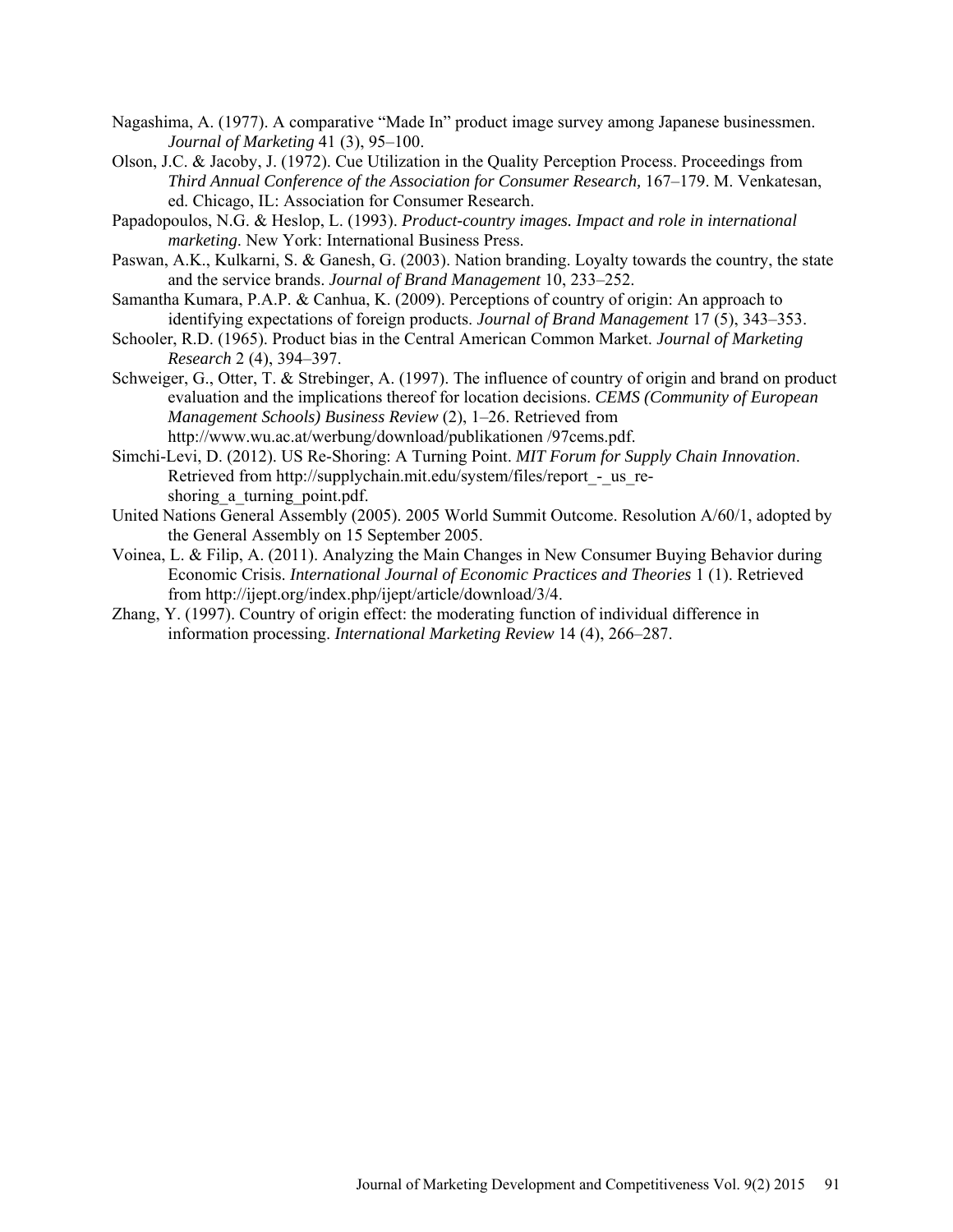Nagashima, A. (1977). A comparative "Made In" product image survey among Japanese businessmen. *Journal of Marketing* 41 (3), 95–100.

Olson, J.C. & Jacoby, J. (1972). Cue Utilization in the Quality Perception Process. Proceedings from *Third Annual Conference of the Association for Consumer Research,* 167–179. M. Venkatesan, ed. Chicago, IL: Association for Consumer Research.

Papadopoulos, N.G. & Heslop, L. (1993). *Product-country images. Impact and role in international marketing*. New York: International Business Press.

Paswan, A.K., Kulkarni, S. & Ganesh, G. (2003). Nation branding. Loyalty towards the country, the state and the service brands. *Journal of Brand Management* 10, 233–252.

Samantha Kumara, P.A.P. & Canhua, K. (2009). Perceptions of country of origin: An approach to identifying expectations of foreign products. *Journal of Brand Management* 17 (5), 343–353.

Schooler, R.D. (1965). Product bias in the Central American Common Market. *Journal of Marketing Research* 2 (4), 394–397.

Schweiger, G., Otter, T. & Strebinger, A. (1997). The influence of country of origin and brand on product evaluation and the implications thereof for location decisions. *CEMS (Community of European Management Schools) Business Review* (2), 1–26. Retrieved from http://www.wu.ac.at/werbung/download/publikationen /97cems.pdf.

Simchi-Levi, D. (2012). US Re-Shoring: A Turning Point. *MIT Forum for Supply Chain Innovation*. Retrieved from http://supplychain.mit.edu/system/files/report_-_us_re-shoring_a_turning_point.pdf.

United Nations General Assembly (2005). 2005 World Summit Outcome. Resolution A/60/1, adopted by the General Assembly on 15 September 2005.

Voinea, L. & Filip, A. (2011). Analyzing the Main Changes in New Consumer Buying Behavior during Economic Crisis. *International Journal of Economic Practices and Theories* 1 (1). Retrieved from http://ijept.org/index.php/ijept/article/download/3/4.

Zhang, Y. (1997). Country of origin effect: the moderating function of individual difference in information processing. *International Marketing Review* 14 (4), 266–287.